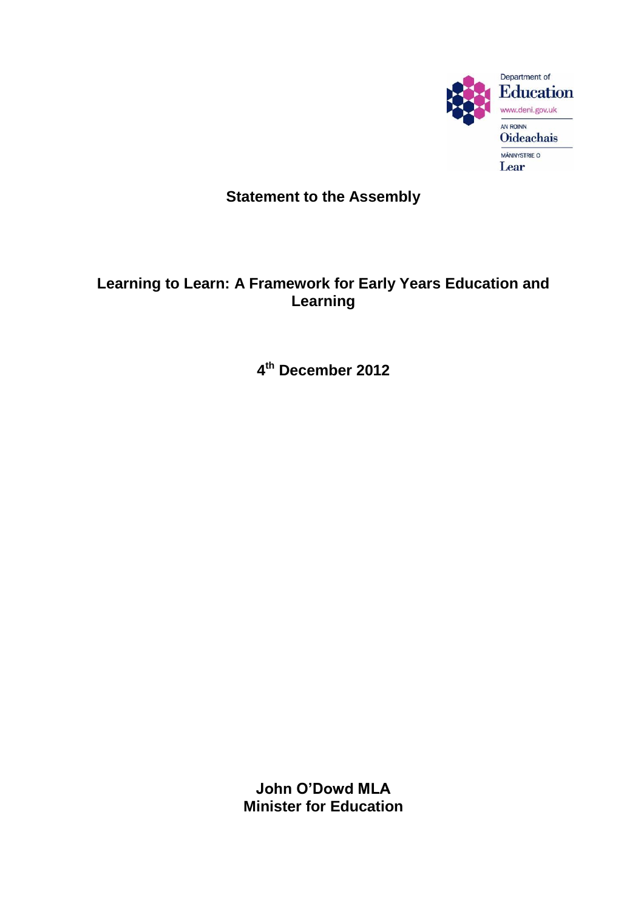Department of
Education
www.deni.gov.uk
AN ROINN
Oideachais
MÄNNYSTRIE O
Lear

# Statement to the Assembly

## Learning to Learn: A Framework for Early Years Education and Learning

**4th December 2012**

**John O'Dowd MLA**
**Minister for Education**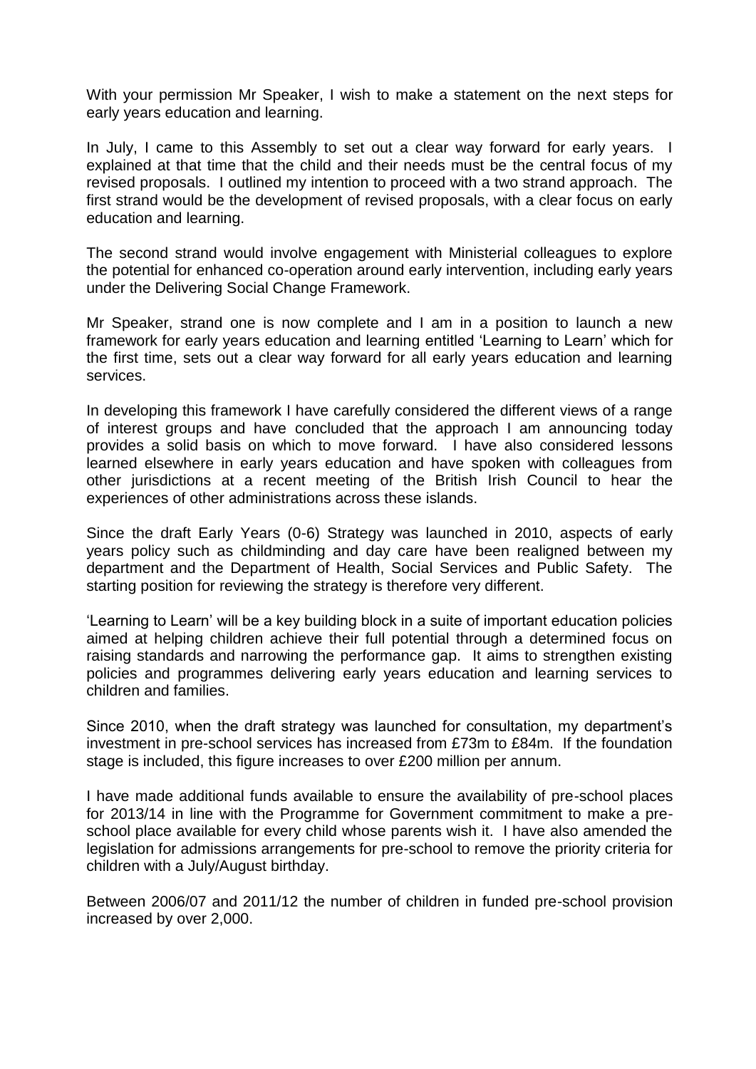With your permission Mr Speaker, I wish to make a statement on the next steps for early years education and learning.

In July, I came to this Assembly to set out a clear way forward for early years. I explained at that time that the child and their needs must be the central focus of my revised proposals. I outlined my intention to proceed with a two strand approach. The first strand would be the development of revised proposals, with a clear focus on early education and learning.

The second strand would involve engagement with Ministerial colleagues to explore the potential for enhanced co-operation around early intervention, including early years under the Delivering Social Change Framework.

Mr Speaker, strand one is now complete and I am in a position to launch a new framework for early years education and learning entitled 'Learning to Learn' which for the first time, sets out a clear way forward for all early years education and learning services.

In developing this framework I have carefully considered the different views of a range of interest groups and have concluded that the approach I am announcing today provides a solid basis on which to move forward. I have also considered lessons learned elsewhere in early years education and have spoken with colleagues from other jurisdictions at a recent meeting of the British Irish Council to hear the experiences of other administrations across these islands.

Since the draft Early Years (0-6) Strategy was launched in 2010, aspects of early years policy such as childminding and day care have been realigned between my department and the Department of Health, Social Services and Public Safety. The starting position for reviewing the strategy is therefore very different.

'Learning to Learn' will be a key building block in a suite of important education policies aimed at helping children achieve their full potential through a determined focus on raising standards and narrowing the performance gap. It aims to strengthen existing policies and programmes delivering early years education and learning services to children and families.

Since 2010, when the draft strategy was launched for consultation, my department's investment in pre-school services has increased from £73m to £84m. If the foundation stage is included, this figure increases to over £200 million per annum.

I have made additional funds available to ensure the availability of pre-school places for 2013/14 in line with the Programme for Government commitment to make a pre-school place available for every child whose parents wish it. I have also amended the legislation for admissions arrangements for pre-school to remove the priority criteria for children with a July/August birthday.

Between 2006/07 and 2011/12 the number of children in funded pre-school provision increased by over 2,000.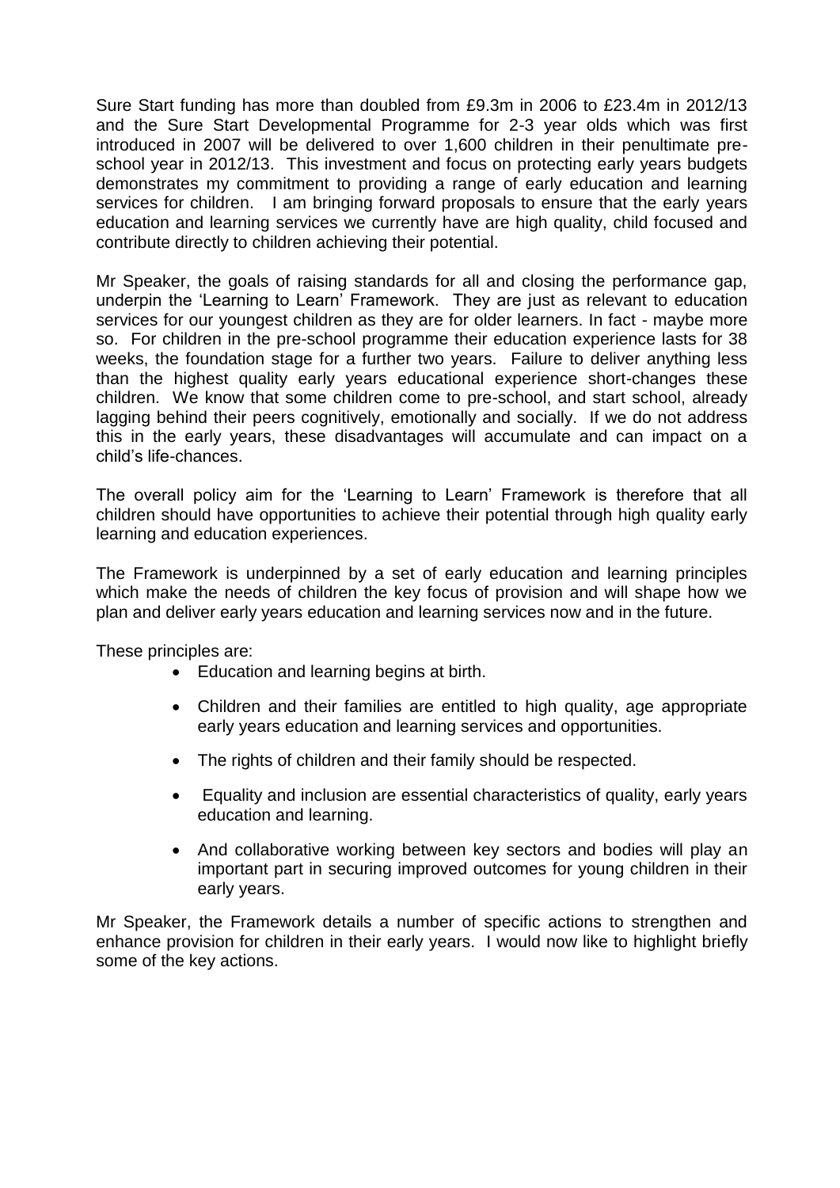Sure Start funding has more than doubled from £9.3m in 2006 to £23.4m in 2012/13 and the Sure Start Developmental Programme for 2-3 year olds which was first introduced in 2007 will be delivered to over 1,600 children in their penultimate pre-school year in 2012/13. This investment and focus on protecting early years budgets demonstrates my commitment to providing a range of early education and learning services for children. I am bringing forward proposals to ensure that the early years education and learning services we currently have are high quality, child focused and contribute directly to children achieving their potential.

Mr Speaker, the goals of raising standards for all and closing the performance gap, underpin the 'Learning to Learn' Framework. They are just as relevant to education services for our youngest children as they are for older learners. In fact - maybe more so. For children in the pre-school programme their education experience lasts for 38 weeks, the foundation stage for a further two years. Failure to deliver anything less than the highest quality early years educational experience short-changes these children. We know that some children come to pre-school, and start school, already lagging behind their peers cognitively, emotionally and socially. If we do not address this in the early years, these disadvantages will accumulate and can impact on a child's life-chances.

The overall policy aim for the 'Learning to Learn' Framework is therefore that all children should have opportunities to achieve their potential through high quality early learning and education experiences.

The Framework is underpinned by a set of early education and learning principles which make the needs of children the key focus of provision and will shape how we plan and deliver early years education and learning services now and in the future.

These principles are:

- Education and learning begins at birth.
- Children and their families are entitled to high quality, age appropriate early years education and learning services and opportunities.
- The rights of children and their family should be respected.
- Equality and inclusion are essential characteristics of quality, early years education and learning.
- And collaborative working between key sectors and bodies will play an important part in securing improved outcomes for young children in their early years.

Mr Speaker, the Framework details a number of specific actions to strengthen and enhance provision for children in their early years. I would now like to highlight briefly some of the key actions.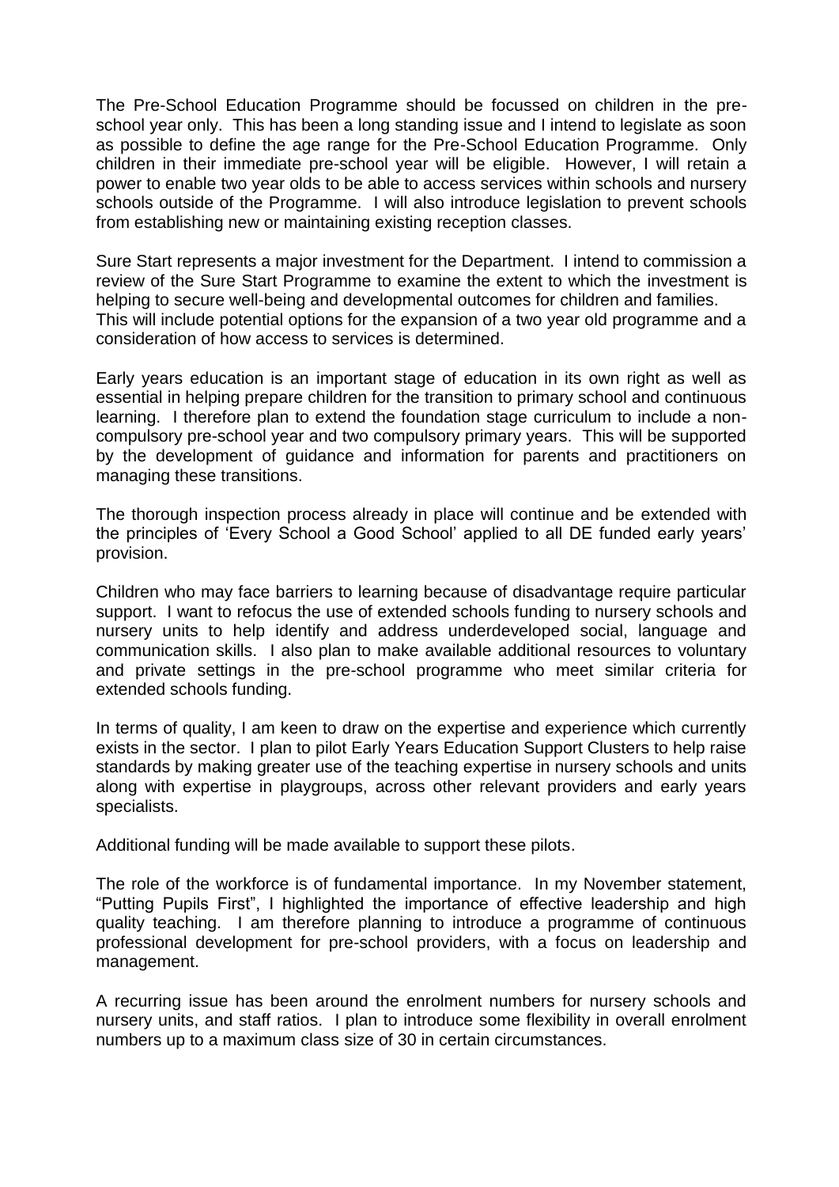The Pre-School Education Programme should be focussed on children in the pre-school year only. This has been a long standing issue and I intend to legislate as soon as possible to define the age range for the Pre-School Education Programme. Only children in their immediate pre-school year will be eligible. However, I will retain a power to enable two year olds to be able to access services within schools and nursery schools outside of the Programme. I will also introduce legislation to prevent schools from establishing new or maintaining existing reception classes.

Sure Start represents a major investment for the Department. I intend to commission a review of the Sure Start Programme to examine the extent to which the investment is helping to secure well-being and developmental outcomes for children and families. This will include potential options for the expansion of a two year old programme and a consideration of how access to services is determined.

Early years education is an important stage of education in its own right as well as essential in helping prepare children for the transition to primary school and continuous learning. I therefore plan to extend the foundation stage curriculum to include a non-compulsory pre-school year and two compulsory primary years. This will be supported by the development of guidance and information for parents and practitioners on managing these transitions.

The thorough inspection process already in place will continue and be extended with the principles of 'Every School a Good School' applied to all DE funded early years' provision.

Children who may face barriers to learning because of disadvantage require particular support. I want to refocus the use of extended schools funding to nursery schools and nursery units to help identify and address underdeveloped social, language and communication skills. I also plan to make available additional resources to voluntary and private settings in the pre-school programme who meet similar criteria for extended schools funding.

In terms of quality, I am keen to draw on the expertise and experience which currently exists in the sector. I plan to pilot Early Years Education Support Clusters to help raise standards by making greater use of the teaching expertise in nursery schools and units along with expertise in playgroups, across other relevant providers and early years specialists.

Additional funding will be made available to support these pilots.

The role of the workforce is of fundamental importance. In my November statement, "Putting Pupils First", I highlighted the importance of effective leadership and high quality teaching. I am therefore planning to introduce a programme of continuous professional development for pre-school providers, with a focus on leadership and management.

A recurring issue has been around the enrolment numbers for nursery schools and nursery units, and staff ratios. I plan to introduce some flexibility in overall enrolment numbers up to a maximum class size of 30 in certain circumstances.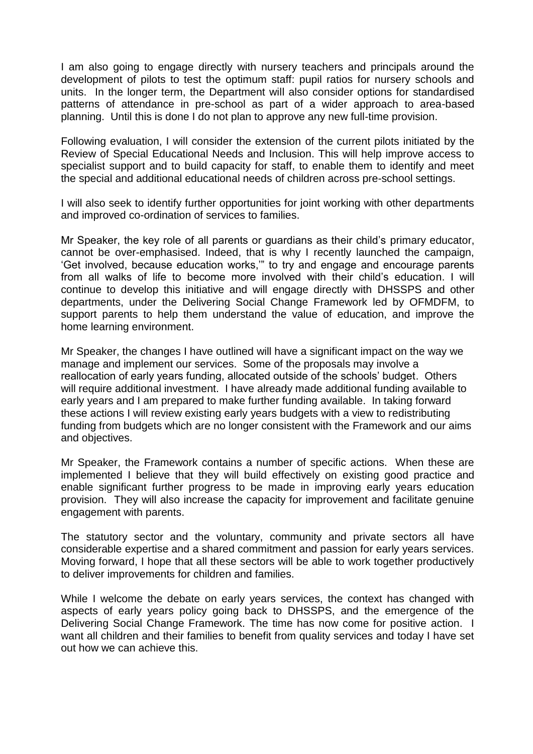I am also going to engage directly with nursery teachers and principals around the development of pilots to test the optimum staff: pupil ratios for nursery schools and units. In the longer term, the Department will also consider options for standardised patterns of attendance in pre-school as part of a wider approach to area-based planning. Until this is done I do not plan to approve any new full-time provision.

Following evaluation, I will consider the extension of the current pilots initiated by the Review of Special Educational Needs and Inclusion. This will help improve access to specialist support and to build capacity for staff, to enable them to identify and meet the special and additional educational needs of children across pre-school settings.

I will also seek to identify further opportunities for joint working with other departments and improved co-ordination of services to families.

Mr Speaker, the key role of all parents or guardians as their child's primary educator, cannot be over-emphasised. Indeed, that is why I recently launched the campaign, 'Get involved, because education works,'" to try and engage and encourage parents from all walks of life to become more involved with their child's education. I will continue to develop this initiative and will engage directly with DHSSPS and other departments, under the Delivering Social Change Framework led by OFMDFM, to support parents to help them understand the value of education, and improve the home learning environment.

Mr Speaker, the changes I have outlined will have a significant impact on the way we manage and implement our services. Some of the proposals may involve a reallocation of early years funding, allocated outside of the schools' budget. Others will require additional investment. I have already made additional funding available to early years and I am prepared to make further funding available. In taking forward these actions I will review existing early years budgets with a view to redistributing funding from budgets which are no longer consistent with the Framework and our aims and objectives.

Mr Speaker, the Framework contains a number of specific actions. When these are implemented I believe that they will build effectively on existing good practice and enable significant further progress to be made in improving early years education provision. They will also increase the capacity for improvement and facilitate genuine engagement with parents.

The statutory sector and the voluntary, community and private sectors all have considerable expertise and a shared commitment and passion for early years services. Moving forward, I hope that all these sectors will be able to work together productively to deliver improvements for children and families.

While I welcome the debate on early years services, the context has changed with aspects of early years policy going back to DHSSPS, and the emergence of the Delivering Social Change Framework. The time has now come for positive action. I want all children and their families to benefit from quality services and today I have set out how we can achieve this.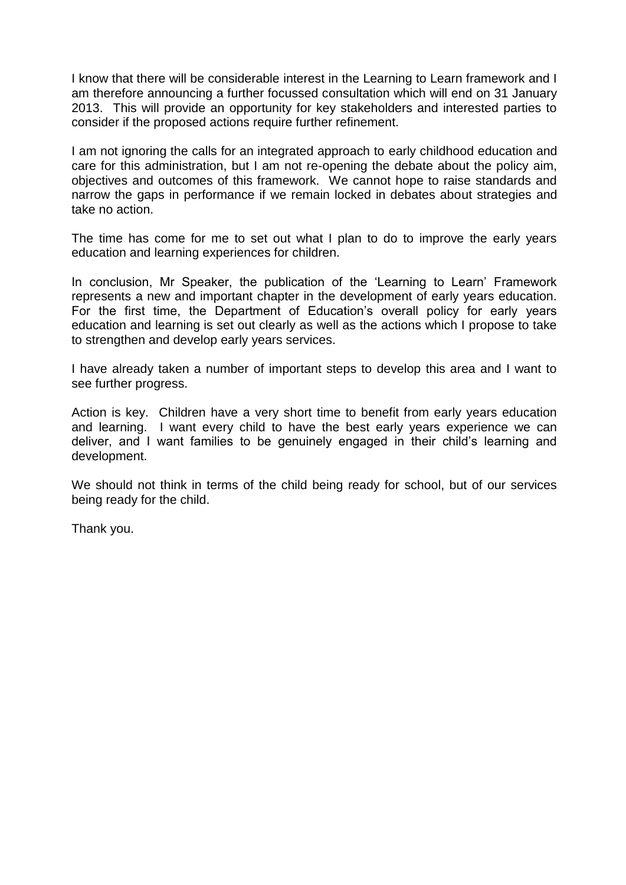I know that there will be considerable interest in the Learning to Learn framework and I am therefore announcing a further focussed consultation which will end on 31 January 2013. This will provide an opportunity for key stakeholders and interested parties to consider if the proposed actions require further refinement.

I am not ignoring the calls for an integrated approach to early childhood education and care for this administration, but I am not re-opening the debate about the policy aim, objectives and outcomes of this framework. We cannot hope to raise standards and narrow the gaps in performance if we remain locked in debates about strategies and take no action.

The time has come for me to set out what I plan to do to improve the early years education and learning experiences for children.

In conclusion, Mr Speaker, the publication of the 'Learning to Learn' Framework represents a new and important chapter in the development of early years education. For the first time, the Department of Education's overall policy for early years education and learning is set out clearly as well as the actions which I propose to take to strengthen and develop early years services.

I have already taken a number of important steps to develop this area and I want to see further progress.

Action is key. Children have a very short time to benefit from early years education and learning. I want every child to have the best early years experience we can deliver, and I want families to be genuinely engaged in their child's learning and development.

We should not think in terms of the child being ready for school, but of our services being ready for the child.

Thank you.